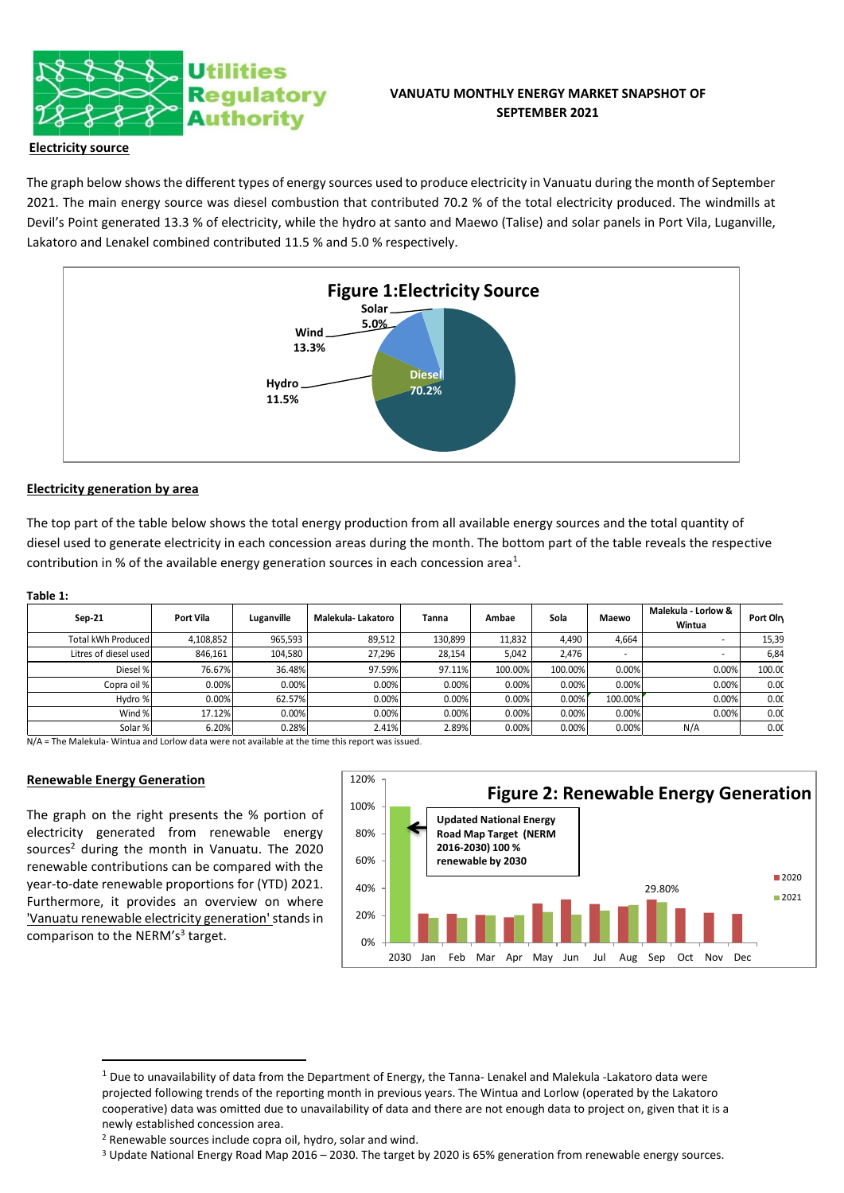**Utilities Regulatory Authority**

**VANUATU MONTHLY ENERGY MARKET SNAPSHOT OF SEPTEMBER 2021**

## Electricity source

The graph below shows the different types of energy sources used to produce electricity in Vanuatu during the month of September 2021. The main energy source was diesel combustion that contributed 70.2 % of the total electricity produced. The windmills at Devil's Point generated 13.3 % of electricity, while the hydro at santo and Maewo (Talise) and solar panels in Port Vila, Luganville, Lakatoro and Lenakel combined contributed 11.5 % and 5.0 % respectively.

**Figure 1:Electricity Source**

Solar 5.0%, Wind 13.3%, Hydro 11.5%, Diesel 70.2%

## Electricity generation by area

The top part of the table below shows the total energy production from all available energy sources and the total quantity of diesel used to generate electricity in each concession areas during the month. The bottom part of the table reveals the respective contribution in % of the available energy generation sources in each concession area[1].

**Table 1:**

| Sep-21 | Port Vila | Luganville | Malekula- Lakatoro | Tanna | Ambae | Sola | Maewo | Malekula - Lorlow & Wintua | Port Olry |
|---|---|---|---|---|---|---|---|---|---|
| Total kWh Produced | 4,108,852 | 965,593 | 89,512 | 130,899 | 11,832 | 4,490 | 4,664 | - | 15,39 |
| Litres of diesel used | 846,161 | 104,580 | 27,296 | 28,154 | 5,042 | 2,476 | - | - | 6,84 |
| Diesel % | 76.67% | 36.48% | 97.59% | 97.11% | 100.00% | 100.00% | 0.00% | 0.00% | 100.0 |
| Copra oil % | 0.00% | 0.00% | 0.00% | 0.00% | 0.00% | 0.00% | 0.00% | 0.00% | 0.0 |
| Hydro % | 0.00% | 62.57% | 0.00% | 0.00% | 0.00% | 0.00% | 100.00% | 0.00% | 0.0 |
| Wind % | 17.12% | 0.00% | 0.00% | 0.00% | 0.00% | 0.00% | 0.00% | 0.00% | 0.0 |
| Solar % | 6.20% | 0.28% | 2.41% | 2.89% | 0.00% | 0.00% | 0.00% | N/A | 0.0 |

N/A = The Malekula- Wintua and Lorlow data were not available at the time this report was issued.

## Renewable Energy Generation

The graph on the right presents the % portion of electricity generated from renewable energy sources[2] during the month in Vanuatu. The 2020 renewable contributions can be compared with the year-to-date renewable proportions for (YTD) 2021. Furthermore, it provides an overview on where 'Vanuatu renewable electricity generation' stands in comparison to the NERM's[3] target.

**Figure 2: Renewable Energy Generation**

Updated National Energy Road Map Target (NERM 2016-2030) 100 % renewable by 2030

Sep 2021: 29.80%

Legend: 2020, 2021. Axis: 2030, Jan, Feb, Mar, Apr, May, Jun, Jul, Aug, Sep, Oct, Nov, Dec (0%–120%)

---

[1] Due to unavailability of data from the Department of Energy, the Tanna- Lenakel and Malekula -Lakatoro data were projected following trends of the reporting month in previous years. The Wintua and Lorlow (operated by the Lakatoro cooperative) data was omitted due to unavailability of data and there are not enough data to project on, given that it is a newly established concession area.

[2] Renewable sources include copra oil, hydro, solar and wind.

[3] Update National Energy Road Map 2016 – 2030. The target by 2020 is 65% generation from renewable energy sources.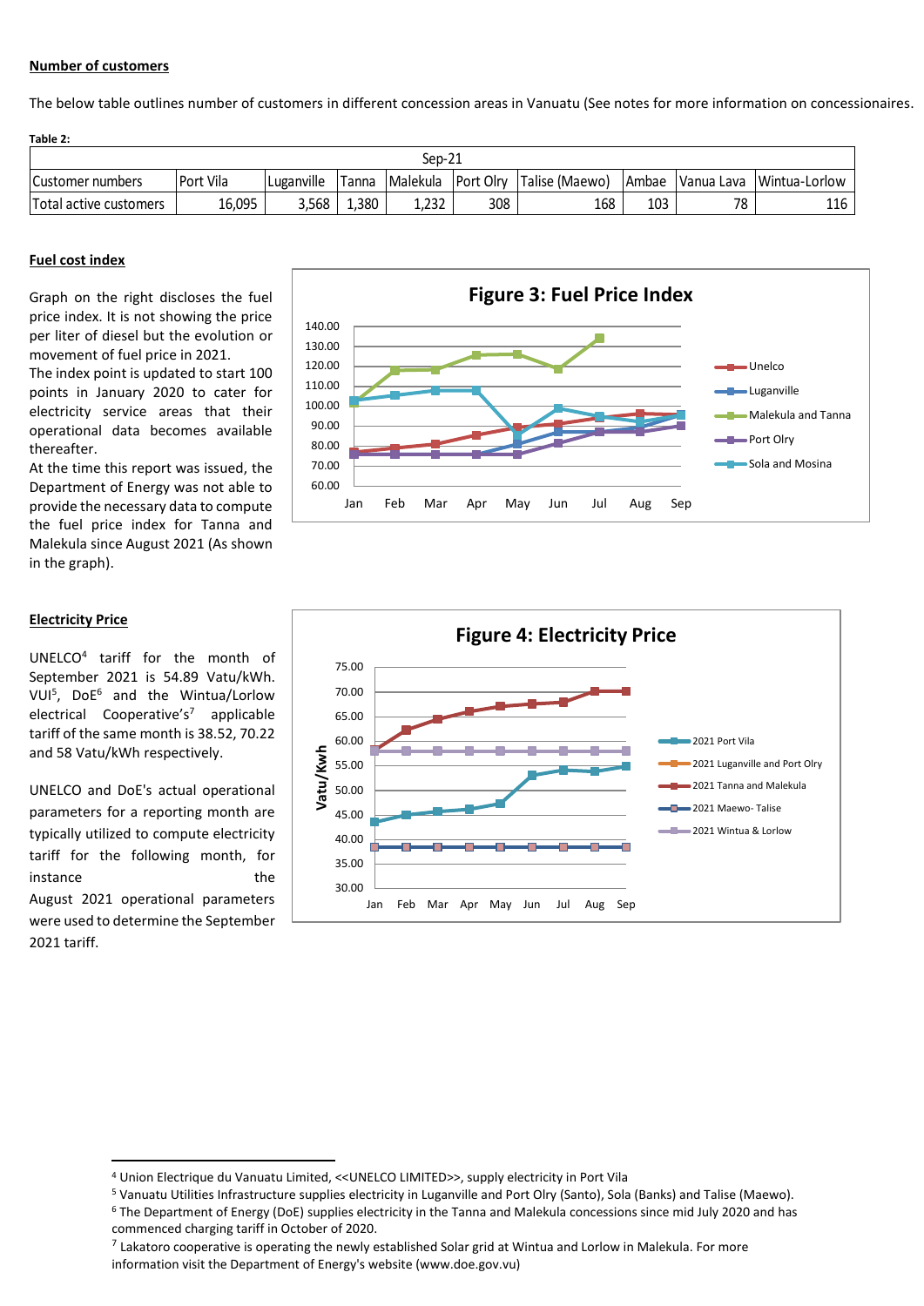**Number of customers**

The below table outlines number of customers in different concession areas in Vanuatu (See notes for more information on concessionaires.

**Table 2:**

| Sep-21 | | | | | | | | | |
|---|---|---|---|---|---|---|---|---|---|
| Customer numbers | Port Vila | Luganville | Tanna | Malekula | Port Olry | Talise (Maewo) | Ambae | Vanua Lava | Wintua-Lorlow |
| Total active customers | 16,095 | 3,568 | 1,380 | 1,232 | 308 | 168 | 103 | 78 | 116 |

**Fuel cost index**

Graph on the right discloses the fuel price index. It is not showing the price per liter of diesel but the evolution or movement of fuel price in 2021.

The index point is updated to start 100 points in January 2020 to cater for electricity service areas that their operational data becomes available thereafter.

At the time this report was issued, the Department of Energy was not able to provide the necessary data to compute the fuel price index for Tanna and Malekula since August 2021 (As shown in the graph).

**Figure 3: Fuel Price Index**

**Electricity Price**

UNELCO[4] tariff for the month of September 2021 is 54.89 Vatu/kWh. VUI[5], DoE[6] and the Wintua/Lorlow electrical Cooperative's[7] applicable tariff of the same month is 38.52, 70.22 and 58 Vatu/kWh respectively.

UNELCO and DoE's actual operational parameters for a reporting month are typically utilized to compute electricity tariff for the following month, for instance the August 2021 operational parameters were used to determine the September 2021 tariff.

**Figure 4: Electricity Price**

---

[4] Union Electrique du Vanuatu Limited, <<UNELCO LIMITED>>, supply electricity in Port Vila

[5] Vanuatu Utilities Infrastructure supplies electricity in Luganville and Port Olry (Santo), Sola (Banks) and Talise (Maewo).

[6] The Department of Energy (DoE) supplies electricity in the Tanna and Malekula concessions since mid July 2020 and has commenced charging tariff in October of 2020.

[7] Lakatoro cooperative is operating the newly established Solar grid at Wintua and Lorlow in Malekula. For more information visit the Department of Energy's website (www.doe.gov.vu)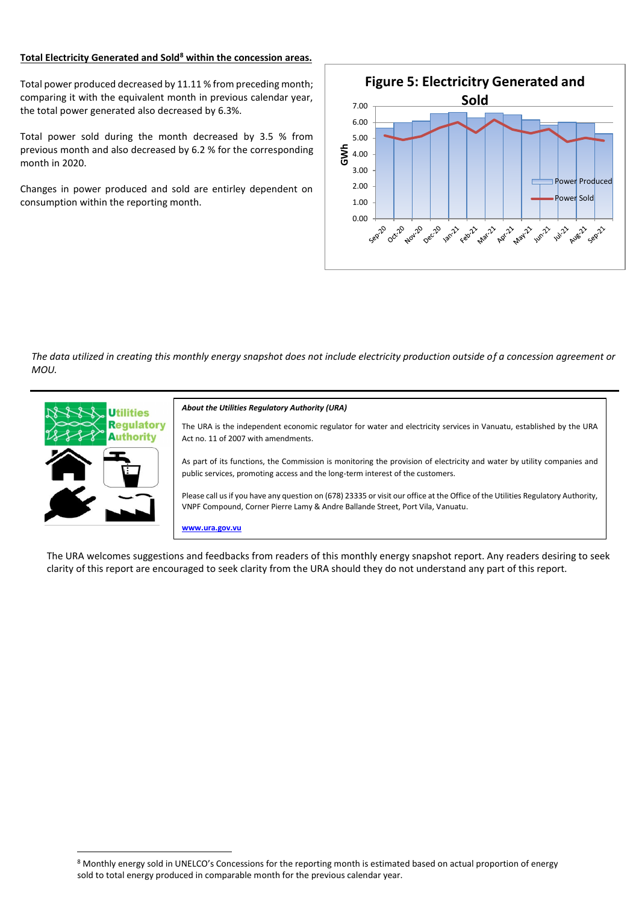**Total Electricity Generated and Sold[8] within the concession areas.**

Total power produced decreased by 11.11 % from preceding month; comparing it with the equivalent month in previous calendar year, the total power generated also decreased by 6.3%.

Total power sold during the month decreased by 3.5 % from previous month and also decreased by 6.2 % for the corresponding month in 2020.

Changes in power produced and sold are entirley dependent on consumption within the reporting month.

**Figure 5: Electricitry Generated and Sold**

*The data utilized in creating this monthly energy snapshot does not include electricity production outside of a concession agreement or MOU.*

***About the Utilities Regulatory Authority (URA)***

The URA is the independent economic regulator for water and electricity services in Vanuatu, established by the URA Act no. 11 of 2007 with amendments.

As part of its functions, the Commission is monitoring the provision of electricity and water by utility companies and public services, promoting access and the long-term interest of the customers.

Please call us if you have any question on (678) 23335 or visit our office at the Office of the Utilities Regulatory Authority, VNPF Compound, Corner Pierre Lamy & Andre Ballande Street, Port Vila, Vanuatu.

www.ura.gov.vu

The URA welcomes suggestions and feedbacks from readers of this monthly energy snapshot report. Any readers desiring to seek clarity of this report are encouraged to seek clarity from the URA should they do not understand any part of this report.

[8] Monthly energy sold in UNELCO's Concessions for the reporting month is estimated based on actual proportion of energy sold to total energy produced in comparable month for the previous calendar year.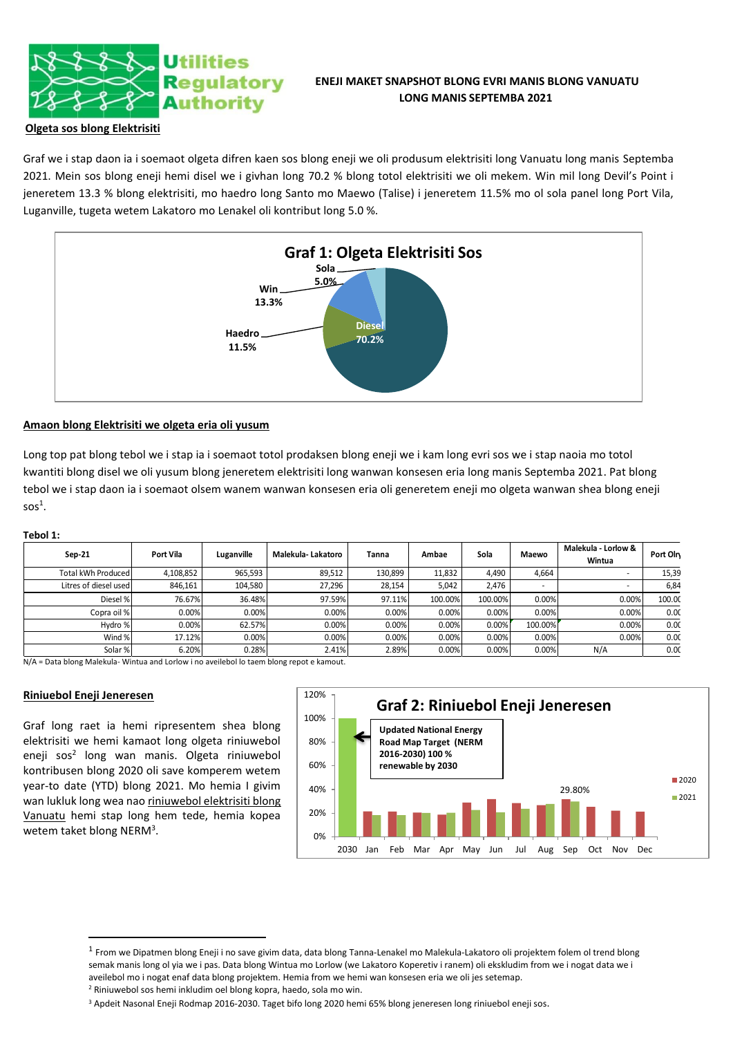**ENEJI MAKET SNAPSHOT BLONG EVRI MANIS BLONG VANUATU LONG MANIS SEPTEMBA 2021**

## Olgeta sos blong Elektrisiti

Graf we i stap daon ia i soemaot olgeta difren kaen sos blong eneji we oli produsum elektrisiti long Vanuatu long manis Septemba 2021. Mein sos blong eneji hemi disel we i givhan long 70.2 % blong totol elektrisiti we oli mekem. Win mil long Devil's Point i jeneretem 13.3 % blong elektrisiti, mo haedro long Santo mo Maewo (Talise) i jeneretem 11.5% mo ol sola panel long Port Vila, Luganville, tugeta wetem Lakatoro mo Lenakel oli kontribut long 5.0 %.

**Graf 1: Olgeta Elektrisiti Sos**

Diesel 70.2%; Haedro 11.5%; Win 13.3%; Sola 5.0%

## Amaon blong Elektrisiti we olgeta eria oli yusum

Long top pat blong tebol we i stap ia i soemaot totol prodaksen blong eneji we i kam long evri sos we i stap naoia mo totol kwantiti blong disel we oli yusum blong jeneretem elektrisiti long wanwan konsesen eria long manis Septemba 2021. Pat blong tebol we i stap daon ia i soemaot olsem wanem wanwan konsesen eria oli generetem eneji mo olgeta wanwan shea blong eneji sos[1].

**Tebol 1:**

| Sep-21 | Port Vila | Luganville | Malekula- Lakatoro | Tanna | Ambae | Sola | Maewo | Malekula - Lorlow & Wintua | Port Olry |
|---|---|---|---|---|---|---|---|---|---|
| Total kWh Produced | 4,108,852 | 965,593 | 89,512 | 130,899 | 11,832 | 4,490 | 4,664 | - | 15,39 |
| Litres of diesel used | 846,161 | 104,580 | 27,296 | 28,154 | 5,042 | 2,476 | - | - | 6,84 |
| Diesel % | 76.67% | 36.48% | 97.59% | 97.11% | 100.00% | 100.00% | 0.00% | 0.00% | 100.0 |
| Copra oil % | 0.00% | 0.00% | 0.00% | 0.00% | 0.00% | 0.00% | 0.00% | 0.00% | 0.0 |
| Hydro % | 0.00% | 62.57% | 0.00% | 0.00% | 0.00% | 0.00% | 100.00% | 0.00% | 0.0 |
| Wind % | 17.12% | 0.00% | 0.00% | 0.00% | 0.00% | 0.00% | 0.00% | 0.00% | 0.0 |
| Solar % | 6.20% | 0.28% | 2.41% | 2.89% | 0.00% | 0.00% | 0.00% | N/A | 0.0 |

N/A = Data blong Malekula- Wintua and Lorlow i no aveilebol lo taem blong repot e kamout.

## Riniuebol Eneji Jeneresen

Graf long raet ia hemi ripresentem shea blong elektrisiti we hemi kamaot long olgeta riniuwebol eneji sos[2] long wan manis. Olgeta riniuwebol kontribusen blong 2020 oli save komperem wetem year-to date (YTD) blong 2021. Mo hemia I givim wan lukluk long wea nao riniuwebol elektrisiti blong Vanuatu hemi stap long hem tede, hemia kopea wetem taket blong NERM[3].

**Graf 2: Riniuebol Eneji Jeneresen**

Updated National Energy Road Map Target (NERM 2016-2030) 100 % renewable by 2030

Legend: 2020, 2021. Sep: 29.80%. X-axis: 2030, Jan, Feb, Mar, Apr, May, Jun, Jul, Aug, Sep, Oct, Nov, Dec. Y-axis: 0%–120%.

---

[1] From we Dipatmen blong Eneji i no save givim data, data blong Tanna-Lenakel mo Malekula-Lakatoro oli projektem folem ol trend blong semak manis long ol yia we i pas. Data blong Wintua mo Lorlow (we Lakatoro Koperetiv i ranem) oli ekskludim from we i nogat data we i aveilebol mo i nogat enaf data blong projektem. Hemia from we hemi wan konsesen eria we oli jes setemap.

[2] Riniuwebol sos hemi inkludim oel blong kopra, haedo, sola mo win.

[3] Apdeit Nasonal Eneji Rodmap 2016-2030. Taget bifo long 2020 hemi 65% blong jeneresen long riniuebol eneji sos.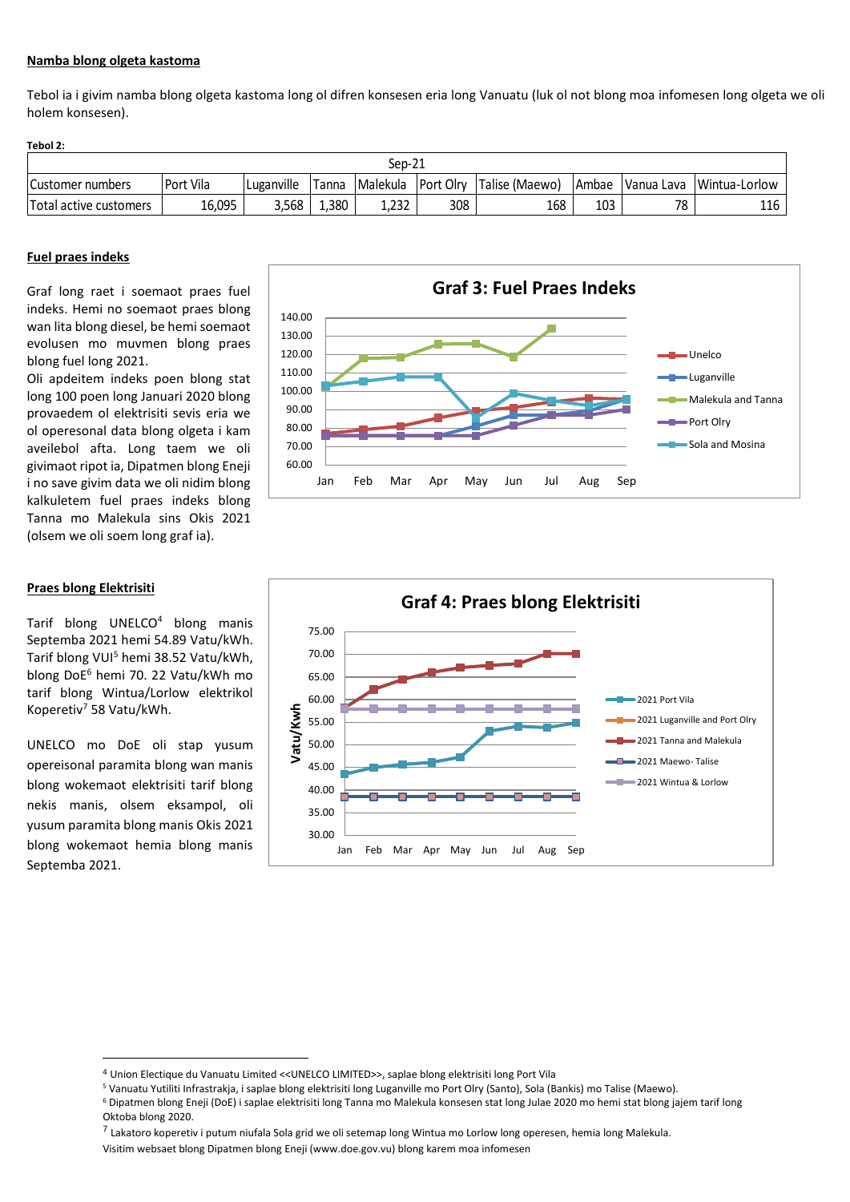**Namba blong olgeta kastoma**

Tebol ia i givim namba blong olgeta kastoma long ol difren konsesen eria long Vanuatu (luk ol not blong moa infomesen long olgeta we oli holem konsesen).

**Tebol 2:**

| Sep-21 | | | | | | | | | |
|---|---|---|---|---|---|---|---|---|---|
| Customer numbers | Port Vila | Luganville | Tanna | Malekula | Port Olry | Talise (Maewo) | Ambae | Vanua Lava | Wintua-Lorlow |
| Total active customers | 16,095 | 3,568 | 1,380 | 1,232 | 308 | 168 | 103 | 78 | 116 |

**Fuel praes indeks**

Graf long raet i soemaot praes fuel indeks. Hemi no soemaot praes blong wan lita blong diesel, be hemi soemaot evolusen mo muvmen blong praes blong fuel long 2021.

Oli apdeitem indeks poen blong stat long 100 poen long Januari 2020 blong provaedem ol elektrisiti sevis eria we ol operesonal data blong olgeta i kam aveilebol afta. Long taem we oli givimaot ripot ia, Dipatmen blong Eneji i no save givim data we oli nidim blong kalkuletem fuel praes indeks blong Tanna mo Malekula sins Okis 2021 (olsem we oli soem long graf ia).

**Praes blong Elektrisiti**

Tarif blong UNELCO[4] blong manis Septemba 2021 hemi 54.89 Vatu/kWh. Tarif blong VUI[5] hemi 38.52 Vatu/kWh, blong DoE[6] hemi 70. 22 Vatu/kWh mo tarif blong Wintua/Lorlow elektrikol Koperetiv[7] 58 Vatu/kWh.

UNELCO mo DoE oli stap yusum opereisonal paramita blong wan manis blong wokemaot elektrisiti tarif blong nekis manis, olsem eksampol, oli yusum paramita blong manis Okis 2021 blong wokemaot hemia blong manis Septemba 2021.

[4] Union Electique du Vanuatu Limited <<UNELCO LIMITED>>, saplae blong elektrisiti long Port Vila

[5] Vanuatu Yutiliti Infrastrakja, i saplae blong elektrisiti long Luganville mo Port Olry (Santo), Sola (Bankis) mo Talise (Maewo).

[6] Dipatmen blong Eneji (DoE) i saplae elektrisiti long Tanna mo Malekula konsesen stat long Julae 2020 mo hemi stat blong jajem tarif long Oktoba blong 2020.

[7] Lakatoro koperetiv i putum niufala Sola grid we oli setemap long Wintua mo Lorlow long operesen, hemia long Malekula.

Visitim websaet blong Dipatmen blong Eneji (www.doe.gov.vu) blong karem moa infomesen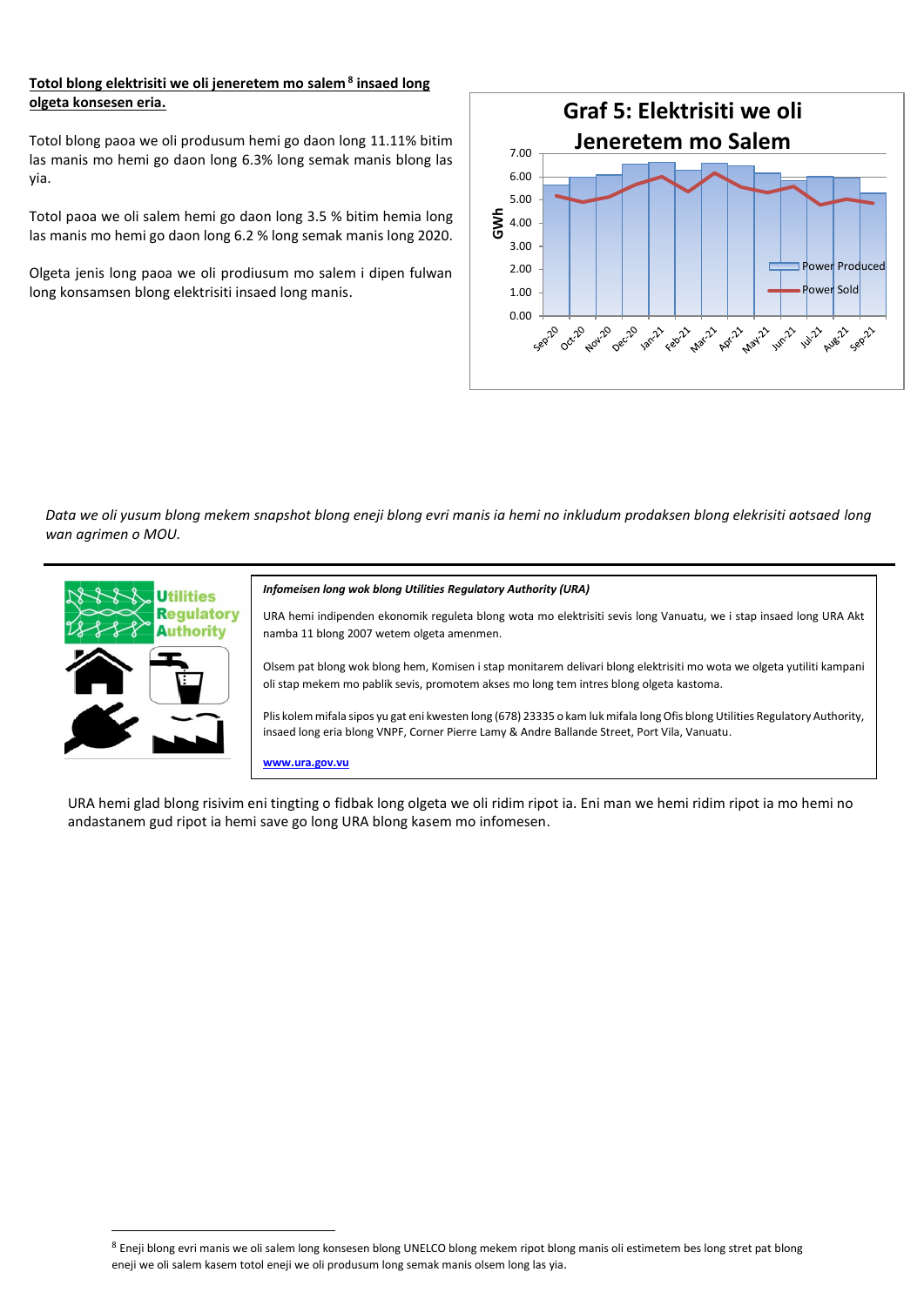**Totol blong elektrisiti we oli jeneretem mo salem[8] insaed long olgeta konsesen eria.**

Totol blong paoa we oli produsum hemi go daon long 11.11% bitim las manis mo hemi go daon long 6.3% long semak manis blong las yia.

Totol paoa we oli salem hemi go daon long 3.5 % bitim hemia long las manis mo hemi go daon long 6.2 % long semak manis long 2020.

Olgeta jenis long paoa we oli prodiusum mo salem i dipen fulwan long konsamsen blong elektrisiti insaed long manis.

**Graf 5: Elektrisiti we oli Jeneretem mo Salem**

*Data we oli yusum blong mekem snapshot blong eneji blong evri manis ia hemi no inkludum prodaksen blong elekrisiti aotsaed long wan agrimen o MOU.*

---

***Infomeisen long wok blong Utilities Regulatory Authority (URA)***

URA hemi indipenden ekonomik reguleta blong wota mo elektrisiti sevis long Vanuatu, we i stap insaed long URA Akt namba 11 blong 2007 wetem olgeta amenmen.

Olsem pat blong wok blong hem, Komisen i stap monitarem delivari blong elektrisiti mo wota we olgeta yutiliti kampani oli stap mekem mo pablik sevis, promotem akses mo long tem intres blong olgeta kastoma.

Plis kolem mifala sipos yu gat eni kwesten long (678) 23335 o kam luk mifala long Ofis blong Utilities Regulatory Authority, insaed long eria blong VNPF, Corner Pierre Lamy & Andre Ballande Street, Port Vila, Vanuatu.

www.ura.gov.vu

URA hemi glad blong risivim eni tingting o fidbak long olgeta we oli ridim ripot ia. Eni man we hemi ridim ripot ia mo hemi no andastanem gud ripot ia hemi save go long URA blong kasem mo infomesen.

[8] Eneji blong evri manis we oli salem long konsesen blong UNELCO blong mekem ripot blong manis oli estimetem bes long stret pat blong eneji we oli salem kasem totol eneji we oli produsum long semak manis olsem long las yia.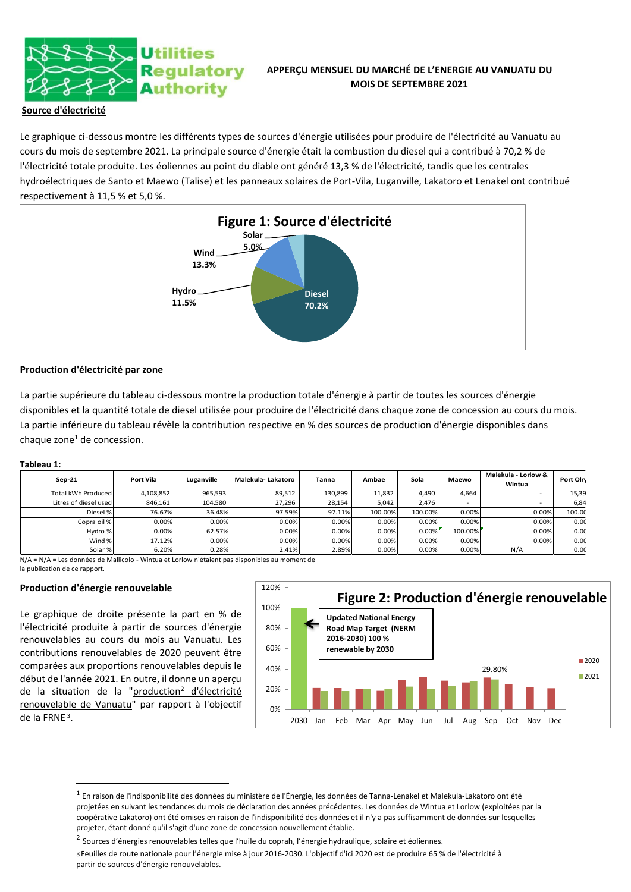**APPERÇU MENSUEL DU MARCHÉ DE L'ENERGIE AU VANUATU DU MOIS DE SEPTEMBRE 2021**

## Source d'électricité

Le graphique ci-dessous montre les différents types de sources d'énergie utilisées pour produire de l'électricité au Vanuatu au cours du mois de septembre 2021. La principale source d'énergie était la combustion du diesel qui a contribué à 70,2 % de l'électricité totale produite. Les éoliennes au point du diable ont généré 13,3 % de l'électricité, tandis que les centrales hydroélectriques de Santo et Maewo (Talise) et les panneaux solaires de Port-Vila, Luganville, Lakatoro et Lenakel ont contribué respectivement à 11,5 % et 5,0 %.

**Figure 1: Source d'électricité**

Solar 5.0%, Wind 13.3%, Hydro 11.5%, Diesel 70.2%

## Production d'électricité par zone

La partie supérieure du tableau ci-dessous montre la production totale d'énergie à partir de toutes les sources d'énergie disponibles et la quantité totale de diesel utilisée pour produire de l'électricité dans chaque zone de concession au cours du mois. La partie inférieure du tableau révèle la contribution respective en % des sources de production d'énergie disponibles dans chaque zone[1] de concession.

**Tableau 1:**

| Sep-21 | Port Vila | Luganville | Malekula- Lakatoro | Tanna | Ambae | Sola | Maewo | Malekula - Lorlow & Wintua | Port Olry |
|---|---|---|---|---|---|---|---|---|---|
| Total kWh Produced | 4,108,852 | 965,593 | 89,512 | 130,899 | 11,832 | 4,490 | 4,664 | - | 15,39 |
| Litres of diesel used | 846,161 | 104,580 | 27,296 | 28,154 | 5,042 | 2,476 | - | - | 6,84 |
| Diesel % | 76.67% | 36.48% | 97.59% | 97.11% | 100.00% | 100.00% | 0.00% | 0.00% | 100.0 |
| Copra oil % | 0.00% | 0.00% | 0.00% | 0.00% | 0.00% | 0.00% | 0.00% | 0.00% | 0.0 |
| Hydro % | 0.00% | 62.57% | 0.00% | 0.00% | 0.00% | 0.00% | 100.00% | 0.00% | 0.0 |
| Wind % | 17.12% | 0.00% | 0.00% | 0.00% | 0.00% | 0.00% | 0.00% | 0.00% | 0.0 |
| Solar % | 6.20% | 0.28% | 2.41% | 2.89% | 0.00% | 0.00% | 0.00% | N/A | 0.0 |

N/A = N/A = Les données de Mallicolo - Wintua et Lorlow n'étaient pas disponibles au moment de la publication de ce rapport.

## Production d'énergie renouvelable

Le graphique de droite présente la part en % de l'électricité produite à partir de sources d'énergie renouvelables au cours du mois au Vanuatu. Les contributions renouvelables de 2020 peuvent être comparées aux proportions renouvelables depuis le début de l'année 2021. En outre, il donne un aperçu de la situation de la "production[2] d'électricité renouvelable de Vanuatu" par rapport à l'objectif de la FRNE[3].

**Figure 2: Production d'énergie renouvelable**

Updated National Energy Road Map Target (NERM 2016-2030) 100 % renewable by 2030

29.80%

Légende : 2020, 2021 — 2030, Jan, Feb, Mar, Apr, May, Jun, Jul, Aug, Sep, Oct, Nov, Dec

---

[1] En raison de l'indisponibilité des données du ministère de l'Énergie, les données de Tanna-Lenakel et Malekula-Lakatoro ont été projetées en suivant les tendances du mois de déclaration des années précédentes. Les données de Wintua et Lorlow (exploitées par la coopérative Lakatoro) ont été omises en raison de l'indisponibilité des données et il n'y a pas suffisamment de données sur lesquelles projeter, étant donné qu'il s'agit d'une zone de concession nouvellement établie.

[2] Sources d'énergies renouvelables telles que l'huile du coprah, l'énergie hydraulique, solaire et éoliennes.

[3] Feuilles de route nationale pour l'énergie mise à jour 2016-2030. L'objectif d'ici 2020 est de produire 65 % de l'électricité à partir de sources d'énergie renouvelables.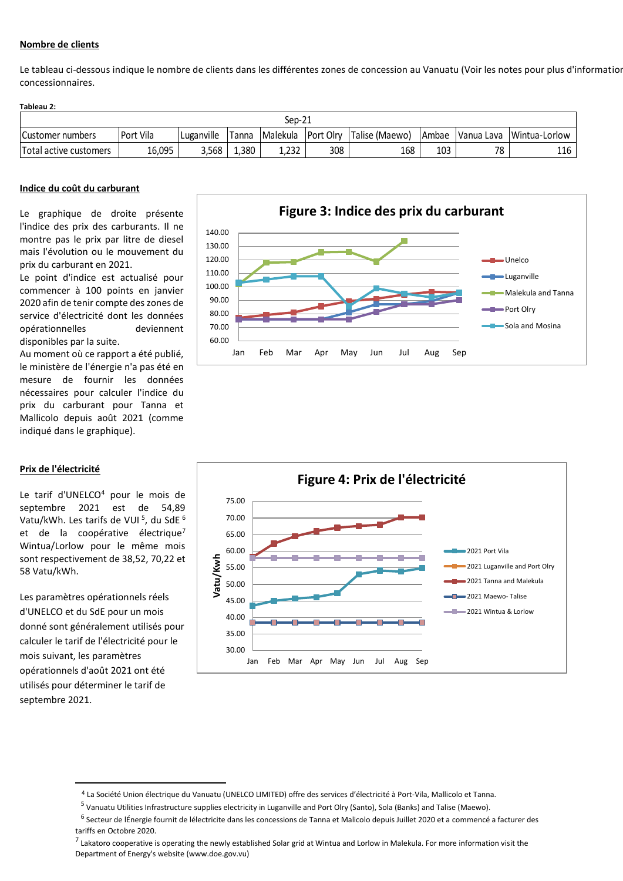**Nombre de clients**

Le tableau ci-dessous indique le nombre de clients dans les différentes zones de concession au Vanuatu (Voir les notes pour plus d'information concessionnaires.

**Tableau 2:**

| Sep-21 | | | | | | | | | |
|---|---|---|---|---|---|---|---|---|---|
| Customer numbers | Port Vila | Luganville | Tanna | Malekula | Port Olry | Talise (Maewo) | Ambae | Vanua Lava | Wintua-Lorlow |
| Total active customers | 16,095 | 3,568 | 1,380 | 1,232 | 308 | 168 | 103 | 78 | 116 |

**Indice du coût du carburant**

Le graphique de droite présente l'indice des prix des carburants. Il ne montre pas le prix par litre de diesel mais l'évolution ou le mouvement du prix du carburant en 2021.

Le point d'indice est actualisé pour commencer à 100 points en janvier 2020 afin de tenir compte des zones de service d'électricité dont les données opérationnelles deviennent disponibles par la suite.

Au moment où ce rapport a été publié, le ministère de l'énergie n'a pas été en mesure de fournir les données nécessaires pour calculer l'indice du prix du carburant pour Tanna et Mallicolo depuis août 2021 (comme indiqué dans le graphique).

**Figure 3: Indice des prix du carburant**

**Prix de l'électricité**

Le tarif d'UNELCO[4] pour le mois de septembre 2021 est de 54,89 Vatu/kWh. Les tarifs de VUI [5], du SdE [6] et de la coopérative électrique[7] Wintua/Lorlow pour le même mois sont respectivement de 38,52, 70,22 et 58 Vatu/kWh.

Les paramètres opérationnels réels d'UNELCO et du SdE pour un mois donné sont généralement utilisés pour calculer le tarif de l'électricité pour le mois suivant, les paramètres opérationnels d'août 2021 ont été utilisés pour déterminer le tarif de septembre 2021.

**Figure 4: Prix de l'électricité**

---

[4] La Société Union électrique du Vanuatu (UNELCO LIMITED) offre des services d'électricité à Port-Vila, Mallicolo et Tanna.

[5] Vanuatu Utilities Infrastructure supplies electricity in Luganville and Port Olry (Santo), Sola (Banks) and Talise (Maewo).

[6] Secteur de lÉnergie fournit de lélectricite dans les concessions de Tanna et Malicolo depuis Juillet 2020 et a commencé a facturer des tariffs en Octobre 2020.

[7] Lakatoro cooperative is operating the newly established Solar grid at Wintua and Lorlow in Malekula. For more information visit the Department of Energy's website (www.doe.gov.vu)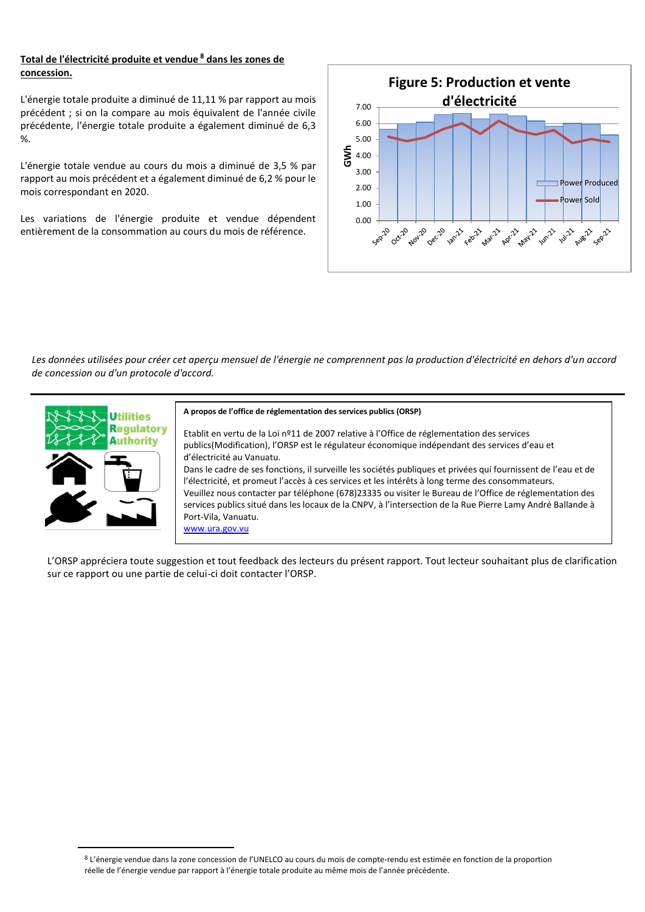**Total de l'électricité produite et vendue [8] dans les zones de concession.**

L'énergie totale produite a diminué de 11,11 % par rapport au mois précédent ; si on la compare au mois équivalent de l'année civile précédente, l'énergie totale produite a également diminué de 6,3 %.

L'énergie totale vendue au cours du mois a diminué de 3,5 % par rapport au mois précédent et a également diminué de 6,2 % pour le mois correspondant en 2020.

Les variations de l'énergie produite et vendue dépendent entièrement de la consommation au cours du mois de référence.

Figure 5: Production et vente d'électricité

GWh

7.00
6.00
5.00
4.00
3.00
2.00
1.00
0.00

Sep-20, Oct-20, Nov-20, Dec-20, Jan-21, Feb-21, Mar-21, Apr-21, May-21, Jun-21, Jul-21, Aug-21, Sep-21

Power Produced
Power Sold

*Les données utilisées pour créer cet aperçu mensuel de l'énergie ne comprennent pas la production d'électricité en dehors d'un accord de concession ou d'un protocole d'accord.*

---

Utilities Regulatory Authority

**A propos de l'office de réglementation des services publics (ORSP)**

Etablit en vertu de la Loi nº11 de 2007 relative à l'Office de réglementation des services publics(Modification), l'ORSP est le régulateur économique indépendant des services d'eau et d'électricité au Vanuatu.
Dans le cadre de ses fonctions, il surveille les sociétés publiques et privées qui fournissent de l'eau et de l'électricité, et promeut l'accès à ces services et les intérêts à long terme des consommateurs.
Veuillez nous contacter par téléphone (678)23335 ou visiter le Bureau de l'Office de réglementation des services publics situé dans les locaux de la CNPV, à l'intersection de la Rue Pierre Lamy André Ballande à Port-Vila, Vanuatu.
www.ura.gov.vu

L'ORSP appréciera toute suggestion et tout feedback des lecteurs du présent rapport. Tout lecteur souhaitant plus de clarification sur ce rapport ou une partie de celui-ci doit contacter l'ORSP.

---

[8] L'énergie vendue dans la zone concession de l'UNELCO au cours du mois de compte-rendu est estimée en fonction de la proportion réelle de l'énergie vendue par rapport à l'énergie totale produite au même mois de l'année précédente.